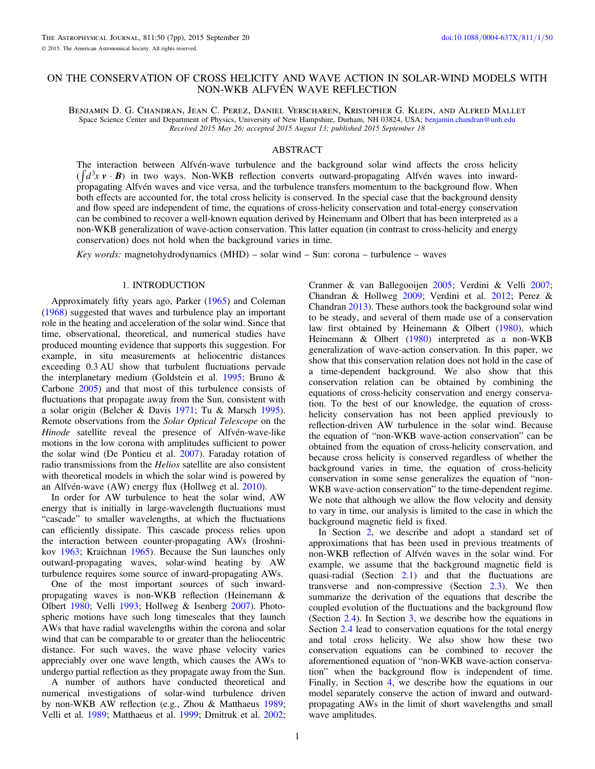# ON THE CONSERVATION OF CROSS HELICITY AND WAVE ACTION IN SOLAR-WIND MODELS WITH NON-WKB ALFVÉN WAVE REFLECTION

Benjamin D. G. Chandran, Jean C. Perez, Daniel Verscharen, Kristopher G. Klein, and Alfred Mallet

Space Science Center and Department of Physics, University of New Hampshire, Durham, NH 03824, USA; benjamin.chandran@unh.edu

*Received 2015 May 26; accepted 2015 August 13; published 2015 September 18*

## ABSTRACT

The interaction between Alfvén-wave turbulence and the background solar wind affects the cross helicity ($\int d^3x\, \boldsymbol{v} \cdot \boldsymbol{B}$) in two ways. Non-WKB reflection converts outward-propagating Alfvén waves into inward-propagating Alfvén waves and vice versa, and the turbulence transfers momentum to the background flow. When both effects are accounted for, the total cross helicity is conserved. In the special case that the background density and flow speed are independent of time, the equations of cross-helicity conservation and total-energy conservation can be combined to recover a well-known equation derived by Heinemann and Olbert that has been interpreted as a non-WKB generalization of wave-action conservation. This latter equation (in contrast to cross-helicity and energy conservation) does not hold when the background varies in time.

*Key words:* magnetohydrodynamics (MHD) – solar wind – Sun: corona – turbulence – waves

## 1. INTRODUCTION

Approximately fifty years ago, Parker (1965) and Coleman (1968) suggested that waves and turbulence play an important role in the heating and acceleration of the solar wind. Since that time, observational, theoretical, and numerical studies have produced mounting evidence that supports this suggestion. For example, in situ measurements at heliocentric distances exceeding 0.3 AU show that turbulent fluctuations pervade the interplanetary medium (Goldstein et al. 1995; Bruno & Carbone 2005) and that most of this turbulence consists of fluctuations that propagate away from the Sun, consistent with a solar origin (Belcher & Davis 1971; Tu & Marsch 1995). Remote observations from the *Solar Optical Telescope* on the *Hinode* satellite reveal the presence of Alfvén-wave-like motions in the low corona with amplitudes sufficient to power the solar wind (De Pontieu et al. 2007). Faraday rotation of radio transmissions from the *Helios* satellite are also consistent with theoretical models in which the solar wind is powered by an Alfvén-wave (AW) energy flux (Hollweg et al. 2010).

In order for AW turbulence to heat the solar wind, AW energy that is initially in large-wavelength fluctuations must "cascade" to smaller wavelengths, at which the fluctuations can efficiently dissipate. This cascade process relies upon the interaction between counter-propagating AWs (Iroshnikov 1963; Kraichnan 1965). Because the Sun launches only outward-propagating waves, solar-wind heating by AW turbulence requires some source of inward-propagating AWs.

One of the most important sources of such inward-propagating waves is non-WKB reflection (Heinemann & Olbert 1980; Velli 1993; Hollweg & Isenberg 2007). Photospheric motions have such long timescales that they launch AWs that have radial wavelengths within the corona and solar wind that can be comparable to or greater than the heliocentric distance. For such waves, the wave phase velocity varies appreciably over one wave length, which causes the AWs to undergo partial reflection as they propagate away from the Sun.

A number of authors have conducted theoretical and numerical investigations of solar-wind turbulence driven by non-WKB AW reflection (e.g., Zhou & Matthaeus 1989; Velli et al. 1989; Matthaeus et al. 1999; Dmitruk et al. 2002; Cranmer & van Ballegooijen 2005; Verdini & Velli 2007; Chandran & Hollweg 2009; Verdini et al. 2012; Perez & Chandran 2013). These authors took the background solar wind to be steady, and several of them made use of a conservation law first obtained by Heinemann & Olbert (1980), which Heinemann & Olbert (1980) interpreted as a non-WKB generalization of wave-action conservation. In this paper, we show that this conservation relation does not hold in the case of a time-dependent background. We also show that this conservation relation can be obtained by combining the equations of cross-helicity conservation and energy conservation. To the best of our knowledge, the equation of cross-helicity conservation has not been applied previously to reflection-driven AW turbulence in the solar wind. Because the equation of "non-WKB wave-action conservation" can be obtained from the equation of cross-helicity conservation, and because cross helicity is conserved regardless of whether the background varies in time, the equation of cross-helicity conservation in some sense generalizes the equation of "non-WKB wave-action conservation" to the time-dependent regime. We note that although we allow the flow velocity and density to vary in time, our analysis is limited to the case in which the background magnetic field is fixed.

In Section 2, we describe and adopt a standard set of approximations that has been used in previous treatments of non-WKB reflection of Alfvén waves in the solar wind. For example, we assume that the background magnetic field is quasi-radial (Section 2.1) and that the fluctuations are transverse and non-compressive (Section 2.3). We then summarize the derivation of the equations that describe the coupled evolution of the fluctuations and the background flow (Section 2.4). In Section 3, we describe how the equations in Section 2.4 lead to conservation equations for the total energy and total cross helicity. We also show how these two conservation equations can be combined to recover the aforementioned equation of "non-WKB wave-action conservation" when the background flow is independent of time. Finally, in Section 4, we describe how the equations in our model separately conserve the action of inward and outward-propagating AWs in the limit of short wavelengths and small wave amplitudes.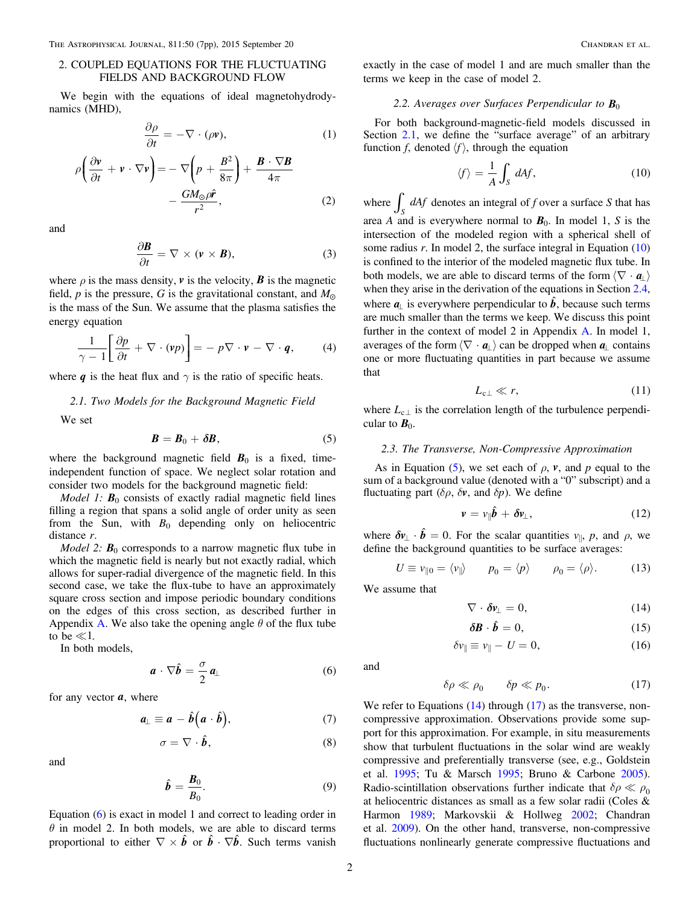## 2. COUPLED EQUATIONS FOR THE FLUCTUATING FIELDS AND BACKGROUND FLOW

We begin with the equations of ideal magnetohydrodynamics (MHD),

$$\frac{\partial \rho}{\partial t} = -\nabla \cdot (\rho \boldsymbol{v}), \tag{1}$$

$$\rho\left(\frac{\partial \boldsymbol{v}}{\partial t} + \boldsymbol{v} \cdot \nabla \boldsymbol{v}\right) = -\nabla\left(p + \frac{B^2}{8\pi}\right) + \frac{\boldsymbol{B} \cdot \nabla \boldsymbol{B}}{4\pi} - \frac{GM_\odot \rho \hat{\boldsymbol{r}}}{r^2}, \tag{2}$$

and

$$\frac{\partial \boldsymbol{B}}{\partial t} = \nabla \times (\boldsymbol{v} \times \boldsymbol{B}), \tag{3}$$

where $\rho$ is the mass density, $\boldsymbol{v}$ is the velocity, $\boldsymbol{B}$ is the magnetic field, $p$ is the pressure, $G$ is the gravitational constant, and $M_\odot$ is the mass of the Sun. We assume that the plasma satisfies the energy equation

$$\frac{1}{\gamma - 1}\left[\frac{\partial p}{\partial t} + \nabla \cdot (\boldsymbol{v} p)\right] = -p \nabla \cdot \boldsymbol{v} - \nabla \cdot \boldsymbol{q}, \tag{4}$$

where $\boldsymbol{q}$ is the heat flux and $\gamma$ is the ratio of specific heats.

### 2.1. Two Models for the Background Magnetic Field

We set

$$\boldsymbol{B} = \boldsymbol{B}_0 + \boldsymbol{\delta B}, \tag{5}$$

where the background magnetic field $\boldsymbol{B}_0$ is a fixed, time-independent function of space. We neglect solar rotation and consider two models for the background magnetic field:

*Model 1:* $\boldsymbol{B}_0$ consists of exactly radial magnetic field lines filling a region that spans a solid angle of order unity as seen from the Sun, with $B_0$ depending only on heliocentric distance $r$.

*Model 2:* $\boldsymbol{B}_0$ corresponds to a narrow magnetic flux tube in which the magnetic field is nearly but not exactly radial, which allows for super-radial divergence of the magnetic field. In this second case, we take the flux-tube to have an approximately square cross section and impose periodic boundary conditions on the edges of this cross section, as described further in Appendix A. We also take the opening angle $\theta$ of the flux tube to be $\ll 1$.

In both models,

$$\boldsymbol{a} \cdot \nabla \hat{\boldsymbol{b}} = \frac{\sigma}{2} \boldsymbol{a}_\perp \tag{6}$$

for any vector $\boldsymbol{a}$, where

$$\boldsymbol{a}_\perp \equiv \boldsymbol{a} - \hat{\boldsymbol{b}}\left(\boldsymbol{a} \cdot \hat{\boldsymbol{b}}\right), \tag{7}$$

$$\sigma = \nabla \cdot \hat{\boldsymbol{b}}, \tag{8}$$

and

$$\hat{\boldsymbol{b}} = \frac{\boldsymbol{B}_0}{B_0}. \tag{9}$$

Equation (6) is exact in model 1 and correct to leading order in $\theta$ in model 2. In both models, we are able to discard terms proportional to either $\nabla \times \hat{\boldsymbol{b}}$ or $\hat{\boldsymbol{b}} \cdot \nabla \hat{\boldsymbol{b}}$. Such terms vanish exactly in the case of model 1 and are much smaller than the terms we keep in the case of model 2.

### 2.2. Averages over Surfaces Perpendicular to $\boldsymbol{B}_0$

For both background-magnetic-field models discussed in Section 2.1, we define the "surface average" of an arbitrary function $f$, denoted $\langle f \rangle$, through the equation

$$\langle f \rangle = \frac{1}{A} \int_S dA f, \tag{10}$$

where $\int_S dA f$ denotes an integral of $f$ over a surface $S$ that has area $A$ and is everywhere normal to $\boldsymbol{B}_0$. In model 1, $S$ is the intersection of the modeled region with a spherical shell of some radius $r$. In model 2, the surface integral in Equation (10) is confined to the interior of the modeled magnetic flux tube. In both models, we are able to discard terms of the form $\langle \nabla \cdot \boldsymbol{a}_\perp \rangle$ when they arise in the derivation of the equations in Section 2.4, where $\boldsymbol{a}_\perp$ is everywhere perpendicular to $\hat{\boldsymbol{b}}$, because such terms are much smaller than the terms we keep. We discuss this point further in the context of model 2 in Appendix A. In model 1, averages of the form $\langle \nabla \cdot \boldsymbol{a}_\perp \rangle$ can be dropped when $\boldsymbol{a}_\perp$ contains one or more fluctuating quantities in part because we assume that

$$L_{c\perp} \ll r, \tag{11}$$

where $L_{c\perp}$ is the correlation length of the turbulence perpendicular to $\boldsymbol{B}_0$.

### 2.3. The Transverse, Non-Compressive Approximation

As in Equation (5), we set each of $\rho$, $\boldsymbol{v}$, and $p$ equal to the sum of a background value (denoted with a "0" subscript) and a fluctuating part ($\delta\rho$, $\boldsymbol{\delta v}$, and $\delta p$). We define

$$\boldsymbol{v} = v_\parallel \hat{\boldsymbol{b}} + \boldsymbol{\delta v}_\perp, \tag{12}$$

where $\boldsymbol{\delta v}_\perp \cdot \hat{\boldsymbol{b}} = 0$. For the scalar quantities $v_\parallel$, $p$, and $\rho$, we define the background quantities to be surface averages:

$$U \equiv v_{\parallel 0} = \langle v_\parallel \rangle \qquad p_0 = \langle p \rangle \qquad \rho_0 = \langle \rho \rangle. \tag{13}$$

We assume that

$$\nabla \cdot \boldsymbol{\delta v}_\perp = 0, \tag{14}$$

$$\boldsymbol{\delta B} \cdot \hat{\boldsymbol{b}} = 0, \tag{15}$$

$$\delta v_\parallel \equiv v_\parallel - U = 0, \tag{16}$$

and

$$\delta\rho \ll \rho_0 \qquad \delta p \ll p_0. \tag{17}$$

We refer to Equations (14) through (17) as the transverse, non-compressive approximation. Observations provide some support for this approximation. For example, in situ measurements show that turbulent fluctuations in the solar wind are weakly compressive and preferentially transverse (see, e.g., Goldstein et al. 1995; Tu & Marsch 1995; Bruno & Carbone 2005). Radio-scintillation observations further indicate that $\delta\rho \ll \rho_0$ at heliocentric distances as small as a few solar radii (Coles & Harmon 1989; Markovskii & Hollweg 2002; Chandran et al. 2009). On the other hand, transverse, non-compressive fluctuations nonlinearly generate compressive fluctuations and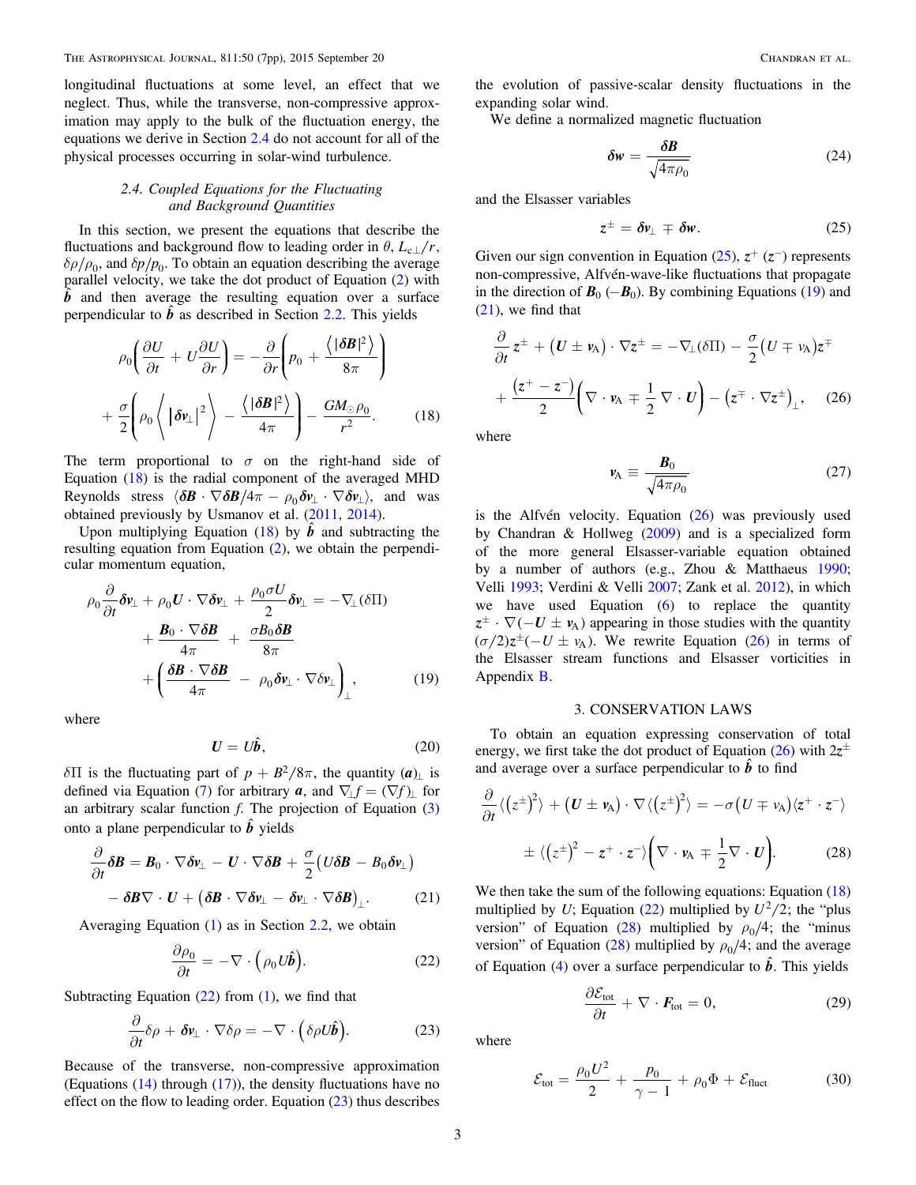longitudinal fluctuations at some level, an effect that we neglect. Thus, while the transverse, non-compressive approximation may apply to the bulk of the fluctuation energy, the equations we derive in Section 2.4 do not account for all of the physical processes occurring in solar-wind turbulence.

### 2.4. Coupled Equations for the Fluctuating and Background Quantities

In this section, we present the equations that describe the fluctuations and background flow to leading order in $\theta$, $L_{c\perp}/r$, $\delta\rho/\rho_0$, and $\delta p/p_0$. To obtain an equation describing the average parallel velocity, we take the dot product of Equation (2) with $\hat{\boldsymbol{b}}$ and then average the resulting equation over a surface perpendicular to $\hat{\boldsymbol{b}}$ as described in Section 2.2. This yields

$$\rho_0\left(\frac{\partial U}{\partial t} + U\frac{\partial U}{\partial r}\right) = -\frac{\partial}{\partial r}\left(p_0 + \frac{\left\langle |\delta\boldsymbol{B}|^2\right\rangle}{8\pi}\right) + \frac{\sigma}{2}\left(\rho_0\left\langle \left|\delta\boldsymbol{v}_\perp\right|^2\right\rangle - \frac{\left\langle |\delta\boldsymbol{B}|^2\right\rangle}{4\pi}\right) - \frac{GM_\odot\rho_0}{r^2}. \tag{18}$$

The term proportional to $\sigma$ on the right-hand side of Equation (18) is the radial component of the averaged MHD Reynolds stress $\langle \delta\boldsymbol{B}\cdot\nabla\delta\boldsymbol{B}/4\pi - \rho_0\delta\boldsymbol{v}_\perp\cdot\nabla\delta\boldsymbol{v}_\perp\rangle$, and was obtained previously by Usmanov et al. (2011, 2014).

Upon multiplying Equation (18) by $\hat{\boldsymbol{b}}$ and subtracting the resulting equation from Equation (2), we obtain the perpendicular momentum equation,

$$\rho_0\frac{\partial}{\partial t}\delta\boldsymbol{v}_\perp + \rho_0\boldsymbol{U}\cdot\nabla\delta\boldsymbol{v}_\perp + \frac{\rho_0\sigma U}{2}\delta\boldsymbol{v}_\perp = -\nabla_\perp(\delta\Pi) + \frac{\boldsymbol{B}_0\cdot\nabla\delta\boldsymbol{B}}{4\pi} + \frac{\sigma B_0\delta\boldsymbol{B}}{8\pi} + \left(\frac{\delta\boldsymbol{B}\cdot\nabla\delta\boldsymbol{B}}{4\pi} - \rho_0\delta\boldsymbol{v}_\perp\cdot\nabla\delta\boldsymbol{v}_\perp\right)_\perp, \tag{19}$$

where

$$\boldsymbol{U} = U\hat{\boldsymbol{b}}, \tag{20}$$

$\delta\Pi$ is the fluctuating part of $p + B^2/8\pi$, the quantity $(\boldsymbol{a})_\perp$ is defined via Equation (7) for arbitrary $\boldsymbol{a}$, and $\nabla_\perp f = (\nabla f)_\perp$ for an arbitrary scalar function $f$. The projection of Equation (3) onto a plane perpendicular to $\hat{\boldsymbol{b}}$ yields

$$\frac{\partial}{\partial t}\delta\boldsymbol{B} = \boldsymbol{B}_0\cdot\nabla\delta\boldsymbol{v}_\perp - \boldsymbol{U}\cdot\nabla\delta\boldsymbol{B} + \frac{\sigma}{2}\left(U\delta\boldsymbol{B} - B_0\delta\boldsymbol{v}_\perp\right) - \delta\boldsymbol{B}\nabla\cdot\boldsymbol{U} + \left(\delta\boldsymbol{B}\cdot\nabla\delta\boldsymbol{v}_\perp - \delta\boldsymbol{v}_\perp\cdot\nabla\delta\boldsymbol{B}\right)_\perp. \tag{21}$$

Averaging Equation (1) as in Section 2.2, we obtain

$$\frac{\partial\rho_0}{\partial t} = -\nabla\cdot\left(\rho_0 U\hat{\boldsymbol{b}}\right). \tag{22}$$

Subtracting Equation (22) from (1), we find that

$$\frac{\partial}{\partial t}\delta\rho + \delta\boldsymbol{v}_\perp\cdot\nabla\delta\rho = -\nabla\cdot\left(\delta\rho U\hat{\boldsymbol{b}}\right). \tag{23}$$

Because of the transverse, non-compressive approximation (Equations (14) through (17)), the density fluctuations have no effect on the flow to leading order. Equation (23) thus describes the evolution of passive-scalar density fluctuations in the expanding solar wind.

We define a normalized magnetic fluctuation

$$\delta\boldsymbol{w} = \frac{\delta\boldsymbol{B}}{\sqrt{4\pi\rho_0}} \tag{24}$$

and the Elsasser variables

$$\boldsymbol{z}^\pm = \delta\boldsymbol{v}_\perp \mp \delta\boldsymbol{w}. \tag{25}$$

Given our sign convention in Equation (25), $\boldsymbol{z}^+$ ($\boldsymbol{z}^-$) represents non-compressive, Alfvén-wave-like fluctuations that propagate in the direction of $\boldsymbol{B}_0$ ($-\boldsymbol{B}_0$). By combining Equations (19) and (21), we find that

$$\frac{\partial}{\partial t}\boldsymbol{z}^\pm + \left(\boldsymbol{U}\pm\boldsymbol{v}_{\rm A}\right)\cdot\nabla\boldsymbol{z}^\pm = -\nabla_\perp(\delta\Pi) - \frac{\sigma}{2}\left(U\mp v_{\rm A}\right)\boldsymbol{z}^\mp + \frac{\left(\boldsymbol{z}^+ - \boldsymbol{z}^-\right)}{2}\left(\nabla\cdot\boldsymbol{v}_{\rm A} \mp \frac{1}{2}\nabla\cdot\boldsymbol{U}\right) - \left(\boldsymbol{z}^\mp\cdot\nabla\boldsymbol{z}^\pm\right)_\perp, \tag{26}$$

where

$$\boldsymbol{v}_{\rm A} \equiv \frac{\boldsymbol{B}_0}{\sqrt{4\pi\rho_0}} \tag{27}$$

is the Alfvén velocity. Equation (26) was previously used by Chandran & Hollweg (2009) and is a specialized form of the more general Elsasser-variable equation obtained by a number of authors (e.g., Zhou & Matthaeus 1990; Velli 1993; Verdini & Velli 2007; Zank et al. 2012), in which we have used Equation (6) to replace the quantity $\boldsymbol{z}^\pm\cdot\nabla(-\boldsymbol{U}\pm\boldsymbol{v}_{\rm A})$ appearing in those studies with the quantity $(\sigma/2)\boldsymbol{z}^\pm(-U\pm v_{\rm A})$. We rewrite Equation (26) in terms of the Elsasser stream functions and Elsasser vorticities in Appendix B.

## 3. CONSERVATION LAWS

To obtain an equation expressing conservation of total energy, we first take the dot product of Equation (26) with $2\boldsymbol{z}^\pm$ and average over a surface perpendicular to $\hat{\boldsymbol{b}}$ to find

$$\frac{\partial}{\partial t}\left\langle\left(z^\pm\right)^2\right\rangle + \left(\boldsymbol{U}\pm\boldsymbol{v}_{\rm A}\right)\cdot\nabla\left\langle\left(z^\pm\right)^2\right\rangle = -\sigma\left(U\mp v_{\rm A}\right)\langle\boldsymbol{z}^+\cdot\boldsymbol{z}^-\rangle \pm \left\langle\left(z^\pm\right)^2 - \boldsymbol{z}^+\cdot\boldsymbol{z}^-\right\rangle\left(\nabla\cdot\boldsymbol{v}_{\rm A} \mp \frac{1}{2}\nabla\cdot\boldsymbol{U}\right). \tag{28}$$

We then take the sum of the following equations: Equation (18) multiplied by $U$; Equation (22) multiplied by $U^2/2$; the "plus version" of Equation (28) multiplied by $\rho_0/4$; the "minus version" of Equation (28) multiplied by $\rho_0/4$; and the average of Equation (4) over a surface perpendicular to $\hat{\boldsymbol{b}}$. This yields

$$\frac{\partial\mathcal{E}_{\rm tot}}{\partial t} + \nabla\cdot\boldsymbol{F}_{\rm tot} = 0, \tag{29}$$

where

$$\mathcal{E}_{\rm tot} = \frac{\rho_0 U^2}{2} + \frac{p_0}{\gamma - 1} + \rho_0\Phi + \mathcal{E}_{\rm fluct} \tag{30}$$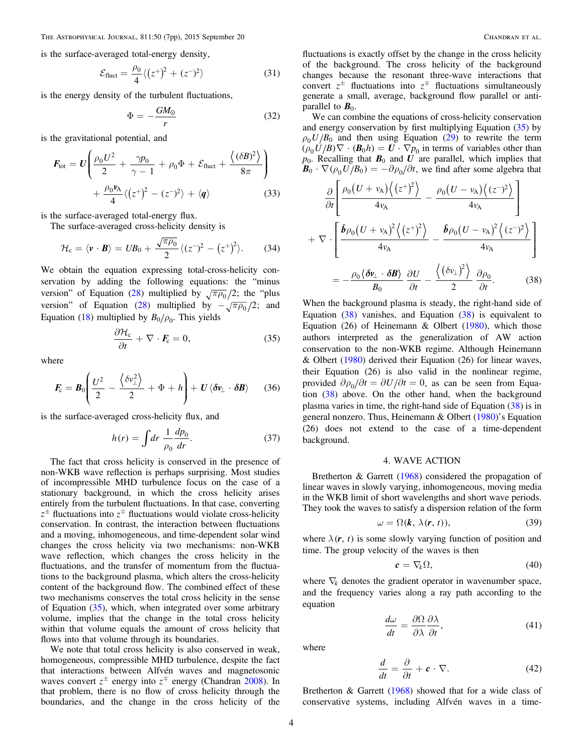is the surface-averaged total-energy density,

$$\mathcal{E}_{\rm fluct} = \frac{\rho_0}{4}\langle (z^+)^2 + (z^-)^2 \rangle \tag{31}$$

is the energy density of the turbulent fluctuations,

$$\Phi = -\frac{GM_\odot}{r} \tag{32}$$

is the gravitational potential, and

$$\boldsymbol{F}_{\rm tot} = \boldsymbol{U}\left(\frac{\rho_0 U^2}{2} + \frac{\gamma p_0}{\gamma - 1} + \rho_0 \Phi + \mathcal{E}_{\rm fluct} + \frac{\left\langle (\delta B)^2 \right\rangle}{8\pi}\right) + \frac{\rho_0 \boldsymbol{v}_{\rm A}}{4}\langle (z^+)^2 - (z^-)^2 \rangle + \langle \boldsymbol{q} \rangle \tag{33}$$

is the surface-averaged total-energy flux.

The surface-averaged cross-helicity density is

$$\mathcal{H}_{\rm c} = \langle \boldsymbol{v} \cdot \boldsymbol{B} \rangle = UB_0 + \frac{\sqrt{\pi \rho_0}}{2}\langle (z^-)^2 - (z^+)^2 \rangle. \tag{34}$$

We obtain the equation expressing total-cross-helicity conservation by adding the following equations: the "minus version" of Equation (28) multiplied by $\sqrt{\pi\rho_0}/2$; the "plus version" of Equation (28) multiplied by $-\sqrt{\pi\rho_0}/2$; and Equation (18) multiplied by $B_0/\rho_0$. This yields

$$\frac{\partial \mathcal{H}_{\rm c}}{\partial t} + \nabla \cdot \boldsymbol{F}_{\rm c} = 0, \tag{35}$$

where

$$\boldsymbol{F}_{\rm c} = \boldsymbol{B}_0\left(\frac{U^2}{2} - \frac{\left\langle \delta v_\perp^2 \right\rangle}{2} + \Phi + h\right) + \boldsymbol{U}\langle \boldsymbol{\delta v}_\perp \cdot \boldsymbol{\delta B} \rangle \tag{36}$$

is the surface-averaged cross-helicity flux, and

$$h(r) = \int dr \; \frac{1}{\rho_0}\frac{dp_0}{dr}. \tag{37}$$

The fact that cross helicity is conserved in the presence of non-WKB wave reflection is perhaps surprising. Most studies of incompressible MHD turbulence focus on the case of a stationary background, in which the cross helicity arises entirely from the turbulent fluctuations. In that case, converting $z^\pm$ fluctuations into $z^\mp$ fluctuations would violate cross-helicity conservation. In contrast, the interaction between fluctuations and a moving, inhomogeneous, and time-dependent solar wind changes the cross helicity via two mechanisms: non-WKB wave reflection, which changes the cross helicity in the fluctuations, and the transfer of momentum from the fluctuations to the background plasma, which alters the cross-helicity content of the background flow. The combined effect of these two mechanisms conserves the total cross helicity in the sense of Equation (35), which, when integrated over some arbitrary volume, implies that the change in the total cross helicity within that volume equals the amount of cross helicity that flows into that volume through its boundaries.

We note that total cross helicity is also conserved in weak, homogeneous, compressible MHD turbulence, despite the fact that interactions between Alfvén waves and magnetosonic waves convert $z^\pm$ energy into $z^\mp$ energy (Chandran 2008). In that problem, there is no flow of cross helicity through the boundaries, and the cross helicity of the fluctuations is exactly offset by the change in the cross helicity of the background. The cross helicity of the background changes because the resonant three-wave interactions that convert $z^\pm$ fluctuations into $z^\mp$ fluctuations simultaneously generate a small, average, background flow parallel or anti-parallel to $\boldsymbol{B}_0$.

We can combine the equations of cross-helicity conservation and energy conservation by first multiplying Equation (35) by $\rho_0 U/B_0$ and then using Equation (29) to rewrite the term $(\rho_0 U/B)\nabla \cdot (\boldsymbol{B}_0 h) = \boldsymbol{U} \cdot \nabla p_0$ in terms of variables other than $p_0$. Recalling that $\boldsymbol{B}_0$ and $\boldsymbol{U}$ are parallel, which implies that $\boldsymbol{B}_0 \cdot \nabla(\rho_0 U/B_0) = -\partial \rho_0/\partial t$, we find after some algebra that

$$\frac{\partial}{\partial t}\left[\frac{\rho_0 (U + v_{\rm A})\left\langle (z^+)^2 \right\rangle}{4 v_{\rm A}} - \frac{\rho_0 (U - v_{\rm A})\left\langle (z^-)^2 \right\rangle}{4 v_{\rm A}}\right] + \nabla \cdot \left[\frac{\hat{\boldsymbol{b}}\rho_0 (U + v_{\rm A})^2\left\langle (z^+)^2 \right\rangle}{4 v_{\rm A}} - \frac{\hat{\boldsymbol{b}}\rho_0 (U - v_{\rm A})^2\left\langle (z^-)^2 \right\rangle}{4 v_{\rm A}}\right] = -\frac{\rho_0 \langle \boldsymbol{\delta v}_\perp \cdot \boldsymbol{\delta B} \rangle}{B_0}\frac{\partial U}{\partial t} - \frac{\left\langle (\delta v_\perp)^2 \right\rangle}{2}\frac{\partial \rho_0}{\partial t}. \tag{38}$$

When the background plasma is steady, the right-hand side of Equation (38) vanishes, and Equation (38) is equivalent to Equation (26) of Heinemann & Olbert (1980), which those authors interpreted as the generalization of AW action conservation to the non-WKB regime. Although Heinemann & Olbert (1980) derived their Equation (26) for linear waves, their Equation (26) is also valid in the nonlinear regime, provided $\partial \rho_0/\partial t = \partial U/\partial t = 0$, as can be seen from Equation (38) above. On the other hand, when the background plasma varies in time, the right-hand side of Equation (38) is in general nonzero. Thus, Heinemann & Olbert (1980)'s Equation (26) does not extend to the case of a time-dependent background.

## 4. WAVE ACTION

Bretherton & Garrett (1968) considered the propagation of linear waves in slowly varying, inhomogeneous, moving media in the WKB limit of short wavelengths and short wave periods. They took the waves to satisfy a dispersion relation of the form

$$\omega = \Omega(\boldsymbol{k}, \lambda(\boldsymbol{r}, t)), \tag{39}$$

where $\lambda(\boldsymbol{r}, t)$ is some slowly varying function of position and time. The group velocity of the waves is then

$$\boldsymbol{c} = \nabla_k \Omega, \tag{40}$$

where $\nabla_k$ denotes the gradient operator in wavenumber space, and the frequency varies along a ray path according to the equation

$$\frac{d\omega}{dt} = \frac{\partial \Omega}{\partial \lambda}\frac{\partial \lambda}{\partial t}, \tag{41}$$

where

$$\frac{d}{dt} = \frac{\partial}{\partial t} + \boldsymbol{c} \cdot \nabla. \tag{42}$$

Bretherton & Garrett (1968) showed that for a wide class of conservative systems, including Alfvén waves in a time-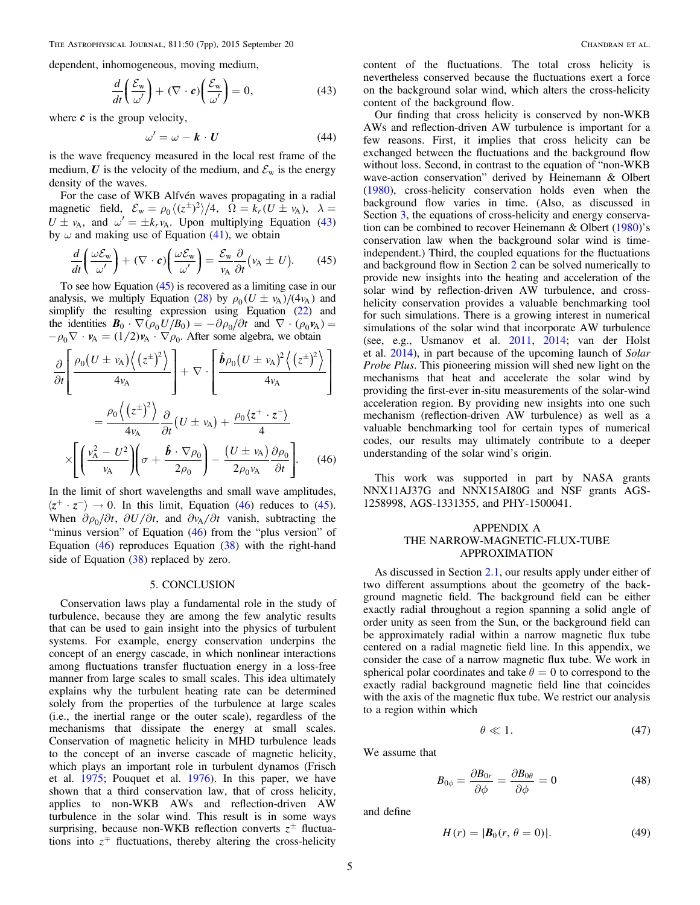dependent, inhomogeneous, moving medium,

$$\frac{d}{dt}\left(\frac{\mathcal{E}_{\rm w}}{\omega'}\right) + (\nabla\cdot\boldsymbol{c})\left(\frac{\mathcal{E}_{\rm w}}{\omega'}\right) = 0, \tag{43}$$

where $\boldsymbol{c}$ is the group velocity,

$$\omega' = \omega - \boldsymbol{k}\cdot\boldsymbol{U} \tag{44}$$

is the wave frequency measured in the local rest frame of the medium, $\boldsymbol{U}$ is the velocity of the medium, and $\mathcal{E}_{\rm w}$ is the energy density of the waves.

For the case of WKB Alfvén waves propagating in a radial magnetic field, $\mathcal{E}_{\rm w} = \rho_0\langle(z^{\pm})^2\rangle/4$, $\Omega = k_r(U \pm v_{\rm A})$, $\lambda = U \pm v_{\rm A}$, and $\omega' = \pm k_r v_{\rm A}$. Upon multiplying Equation (43) by $\omega$ and making use of Equation (41), we obtain

$$\frac{d}{dt}\left(\frac{\omega\mathcal{E}_{\rm w}}{\omega'}\right) + (\nabla\cdot\boldsymbol{c})\left(\frac{\omega\mathcal{E}_{\rm w}}{\omega'}\right) = \frac{\mathcal{E}_{\rm w}}{v_{\rm A}}\frac{\partial}{\partial t}(v_{\rm A} \pm U). \tag{45}$$

To see how Equation (45) is recovered as a limiting case in our analysis, we multiply Equation (28) by $\rho_0(U \pm v_{\rm A})/(4v_{\rm A})$ and simplify the resulting expression using Equation (22) and the identities $\boldsymbol{B}_0\cdot\nabla(\rho_0 U/B_0) = -\partial\rho_0/\partial t$ and $\nabla\cdot(\rho_0\boldsymbol{v}_{\rm A}) = -\rho_0\nabla\cdot\boldsymbol{v}_{\rm A} = (1/2)\boldsymbol{v}_{\rm A}\cdot\nabla\rho_0$. After some algebra, we obtain

$$\frac{\partial}{\partial t}\left[\frac{\rho_0(U \pm v_{\rm A})\left\langle(z^{\pm})^2\right\rangle}{4v_{\rm A}}\right] + \nabla\cdot\left[\frac{\hat{\boldsymbol{b}}\rho_0(U \pm v_{\rm A})^2\left\langle(z^{\pm})^2\right\rangle}{4v_{\rm A}}\right]$$
$$= \frac{\rho_0\left\langle(z^{\pm})^2\right\rangle}{4v_{\rm A}}\frac{\partial}{\partial t}(U \pm v_{\rm A}) + \frac{\rho_0\langle\boldsymbol{z}^+\cdot\boldsymbol{z}^-\rangle}{4}$$
$$\times\left[\left(\frac{v_{\rm A}^2 - U^2}{v_{\rm A}}\right)\left(\sigma + \frac{\hat{\boldsymbol{b}}\cdot\nabla\rho_0}{2\rho_0}\right) - \frac{(U \pm v_{\rm A})}{2\rho_0 v_{\rm A}}\frac{\partial\rho_0}{\partial t}\right]. \tag{46}$$

In the limit of short wavelengths and small wave amplitudes, $\langle\boldsymbol{z}^+\cdot\boldsymbol{z}^-\rangle \to 0$. In this limit, Equation (46) reduces to (45). When $\partial\rho_0/\partial t$, $\partial U/\partial t$, and $\partial v_{\rm A}/\partial t$ vanish, subtracting the "minus version" of Equation (46) from the "plus version" of Equation (46) reproduces Equation (38) with the right-hand side of Equation (38) replaced by zero.

## 5. CONCLUSION

Conservation laws play a fundamental role in the study of turbulence, because they are among the few analytic results that can be used to gain insight into the physics of turbulent systems. For example, energy conservation underpins the concept of an energy cascade, in which nonlinear interactions among fluctuations transfer fluctuation energy in a loss-free manner from large scales to small scales. This idea ultimately explains why the turbulent heating rate can be determined solely from the properties of the turbulence at large scales (i.e., the inertial range or the outer scale), regardless of the mechanisms that dissipate the energy at small scales. Conservation of magnetic helicity in MHD turbulence leads to the concept of an inverse cascade of magnetic helicity, which plays an important role in turbulent dynamos (Frisch et al. 1975; Pouquet et al. 1976). In this paper, we have shown that a third conservation law, that of cross helicity, applies to non-WKB AWs and reflection-driven AW turbulence in the solar wind. This result is in some ways surprising, because non-WKB reflection converts $z^{\pm}$ fluctuations into $z^{\mp}$ fluctuations, thereby altering the cross-helicity content of the fluctuations. The total cross helicity is nevertheless conserved because the fluctuations exert a force on the background solar wind, which alters the cross-helicity content of the background flow.

Our finding that cross helicity is conserved by non-WKB AWs and reflection-driven AW turbulence is important for a few reasons. First, it implies that cross helicity can be exchanged between the fluctuations and the background flow without loss. Second, in contrast to the equation of "non-WKB wave-action conservation" derived by Heinemann & Olbert (1980), cross-helicity conservation holds even when the background flow varies in time. (Also, as discussed in Section 3, the equations of cross-helicity and energy conservation can be combined to recover Heinemann & Olbert (1980)'s conservation law when the background solar wind is time-independent.) Third, the coupled equations for the fluctuations and background flow in Section 2 can be solved numerically to provide new insights into the heating and acceleration of the solar wind by reflection-driven AW turbulence, and cross-helicity conservation provides a valuable benchmarking tool for such simulations. There is a growing interest in numerical simulations of the solar wind that incorporate AW turbulence (see, e.g., Usmanov et al. 2011, 2014; van der Holst et al. 2014), in part because of the upcoming launch of *Solar Probe Plus*. This pioneering mission will shed new light on the mechanisms that heat and accelerate the solar wind by providing the first-ever in-situ measurements of the solar-wind acceleration region. By providing new insights into one such mechanism (reflection-driven AW turbulence) as well as a valuable benchmarking tool for certain types of numerical codes, our results may ultimately contribute to a deeper understanding of the solar wind's origin.

This work was supported in part by NASA grants NNX11AJ37G and NNX15AI80G and NSF grants AGS-1258998, AGS-1331355, and PHY-1500041.

## APPENDIX A
## THE NARROW-MAGNETIC-FLUX-TUBE APPROXIMATION

As discussed in Section 2.1, our results apply under either of two different assumptions about the geometry of the background magnetic field. The background field can be either exactly radial throughout a region spanning a solid angle of order unity as seen from the Sun, or the background field can be approximately radial within a narrow magnetic flux tube centered on a radial magnetic field line. In this appendix, we consider the case of a narrow magnetic flux tube. We work in spherical polar coordinates and take $\theta = 0$ to correspond to the exactly radial background magnetic field line that coincides with the axis of the magnetic flux tube. We restrict our analysis to a region within which

$$\theta \ll 1. \tag{47}$$

We assume that

$$B_{0\phi} = \frac{\partial B_{0r}}{\partial\phi} = \frac{\partial B_{0\theta}}{\partial\phi} = 0 \tag{48}$$

and define

$$H(r) = |\boldsymbol{B}_0(r, \theta = 0)|. \tag{49}$$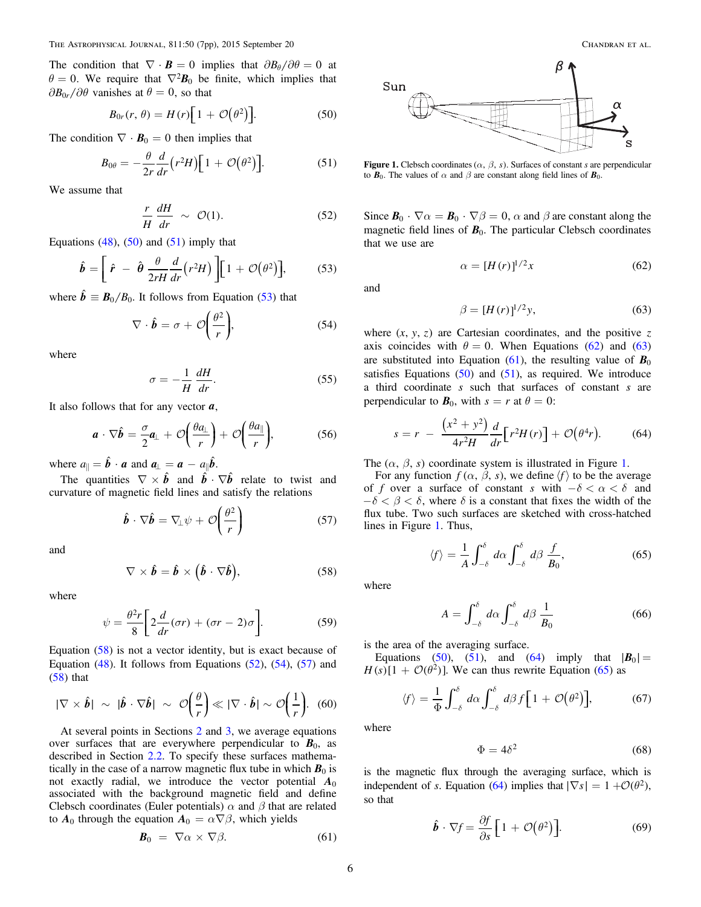The condition that $\nabla \cdot \boldsymbol{B} = 0$ implies that $\partial B_\theta / \partial \theta = 0$ at $\theta = 0$. We require that $\nabla^2 \boldsymbol{B}_0$ be finite, which implies that $\partial B_{0r}/\partial\theta$ vanishes at $\theta = 0$, so that

$$B_{0r}(r, \theta) = H(r)\left[1 + \mathcal{O}(\theta^2)\right]. \tag{50}$$

The condition $\nabla \cdot \boldsymbol{B}_0 = 0$ then implies that

$$B_{0\theta} = -\frac{\theta}{2r}\frac{d}{dr}(r^2 H)\left[1 + \mathcal{O}(\theta^2)\right]. \tag{51}$$

We assume that

$$\frac{r}{H}\frac{dH}{dr} \sim \mathcal{O}(1). \tag{52}$$

Equations (48), (50) and (51) imply that

$$\hat{\boldsymbol{b}} = \left[\hat{\boldsymbol{r}} - \hat{\boldsymbol{\theta}}\frac{\theta}{2rH}\frac{d}{dr}(r^2 H)\right]\left[1 + \mathcal{O}(\theta^2)\right], \tag{53}$$

where $\hat{\boldsymbol{b}} \equiv \boldsymbol{B}_0 / B_0$. It follows from Equation (53) that

$$\nabla \cdot \hat{\boldsymbol{b}} = \sigma + \mathcal{O}\left(\frac{\theta^2}{r}\right), \tag{54}$$

where

$$\sigma = -\frac{1}{H}\frac{dH}{dr}. \tag{55}$$

It also follows that for any vector $\boldsymbol{a}$,

$$\boldsymbol{a} \cdot \nabla \hat{\boldsymbol{b}} = \frac{\sigma}{2}\boldsymbol{a}_\perp + \mathcal{O}\left(\frac{\theta a_\perp}{r}\right) + \mathcal{O}\left(\frac{\theta a_\parallel}{r}\right), \tag{56}$$

where $a_\parallel = \hat{\boldsymbol{b}} \cdot \boldsymbol{a}$ and $\boldsymbol{a}_\perp = \boldsymbol{a} - a_\parallel \hat{\boldsymbol{b}}$.

The quantities $\nabla \times \hat{\boldsymbol{b}}$ and $\hat{\boldsymbol{b}} \cdot \nabla \hat{\boldsymbol{b}}$ relate to twist and curvature of magnetic field lines and satisfy the relations

$$\hat{\boldsymbol{b}} \cdot \nabla \hat{\boldsymbol{b}} = \nabla_\perp \psi + \mathcal{O}\left(\frac{\theta^2}{r}\right) \tag{57}$$

and

$$\nabla \times \hat{\boldsymbol{b}} = \hat{\boldsymbol{b}} \times \left(\hat{\boldsymbol{b}} \cdot \nabla \hat{\boldsymbol{b}}\right), \tag{58}$$

where

$$\psi = \frac{\theta^2 r}{8}\left[2\frac{d}{dr}(\sigma r) + (\sigma r - 2)\sigma\right]. \tag{59}$$

Equation (58) is not a vector identity, but is exact because of Equation (48). It follows from Equations (52), (54), (57) and (58) that

$$|\nabla \times \hat{\boldsymbol{b}}| \sim |\hat{\boldsymbol{b}} \cdot \nabla \hat{\boldsymbol{b}}| \sim \mathcal{O}\left(\frac{\theta}{r}\right) \ll |\nabla \cdot \hat{\boldsymbol{b}}| \sim \mathcal{O}\left(\frac{1}{r}\right). \tag{60}$$

At several points in Sections 2 and 3, we average equations over surfaces that are everywhere perpendicular to $\boldsymbol{B}_0$, as described in Section 2.2. To specify these surfaces mathematically in the case of a narrow magnetic flux tube in which $\boldsymbol{B}_0$ is not exactly radial, we introduce the vector potential $\boldsymbol{A}_0$ associated with the background magnetic field and define Clebsch coordinates (Euler potentials) $\alpha$ and $\beta$ that are related to $\boldsymbol{A}_0$ through the equation $\boldsymbol{A}_0 = \alpha \nabla \beta$, which yields

$$\boldsymbol{B}_0 = \nabla\alpha \times \nabla\beta. \tag{61}$$

**Figure 1.** Clebsch coordinates ($\alpha$, $\beta$, $s$). Surfaces of constant $s$ are perpendicular to $\boldsymbol{B}_0$. The values of $\alpha$ and $\beta$ are constant along field lines of $\boldsymbol{B}_0$.

Since $\boldsymbol{B}_0 \cdot \nabla\alpha = \boldsymbol{B}_0 \cdot \nabla\beta = 0$, $\alpha$ and $\beta$ are constant along the magnetic field lines of $\boldsymbol{B}_0$. The particular Clebsch coordinates that we use are

$$\alpha = [H(r)]^{1/2} x \tag{62}$$

and

$$\beta = [H(r)]^{1/2} y, \tag{63}$$

where ($x$, $y$, $z$) are Cartesian coordinates, and the positive $z$ axis coincides with $\theta = 0$. When Equations (62) and (63) are substituted into Equation (61), the resulting value of $\boldsymbol{B}_0$ satisfies Equations (50) and (51), as required. We introduce a third coordinate $s$ such that surfaces of constant $s$ are perpendicular to $\boldsymbol{B}_0$, with $s = r$ at $\theta = 0$:

$$s = r - \frac{(x^2 + y^2)}{4r^2 H}\frac{d}{dr}\left[r^2 H(r)\right] + \mathcal{O}(\theta^4 r). \tag{64}$$

The ($\alpha$, $\beta$, $s$) coordinate system is illustrated in Figure 1.

For any function $f(\alpha, \beta, s)$, we define $\langle f \rangle$ to be the average of $f$ over a surface of constant $s$ with $-\delta < \alpha < \delta$ and $-\delta < \beta < \delta$, where $\delta$ is a constant that fixes the width of the flux tube. Two such surfaces are sketched with cross-hatched lines in Figure 1. Thus,

$$\langle f \rangle = \frac{1}{A}\int_{-\delta}^{\delta} d\alpha \int_{-\delta}^{\delta} d\beta \, \frac{f}{B_0}, \tag{65}$$

where

$$A = \int_{-\delta}^{\delta} d\alpha \int_{-\delta}^{\delta} d\beta \, \frac{1}{B_0} \tag{66}$$

is the area of the averaging surface.

Equations (50), (51), and (64) imply that $|\boldsymbol{B}_0| = H(s)[1 + \mathcal{O}(\theta^2)]$. We can thus rewrite Equation (65) as

$$\langle f \rangle = \frac{1}{\Phi}\int_{-\delta}^{\delta} d\alpha \int_{-\delta}^{\delta} d\beta \, f\left[1 + \mathcal{O}(\theta^2)\right], \tag{67}$$

where

$$\Phi = 4\delta^2 \tag{68}$$

is the magnetic flux through the averaging surface, which is independent of $s$. Equation (64) implies that $|\nabla s| = 1 + \mathcal{O}(\theta^2)$, so that

$$\hat{\boldsymbol{b}} \cdot \nabla f = \frac{\partial f}{\partial s}\left[1 + \mathcal{O}(\theta^2)\right]. \tag{69}$$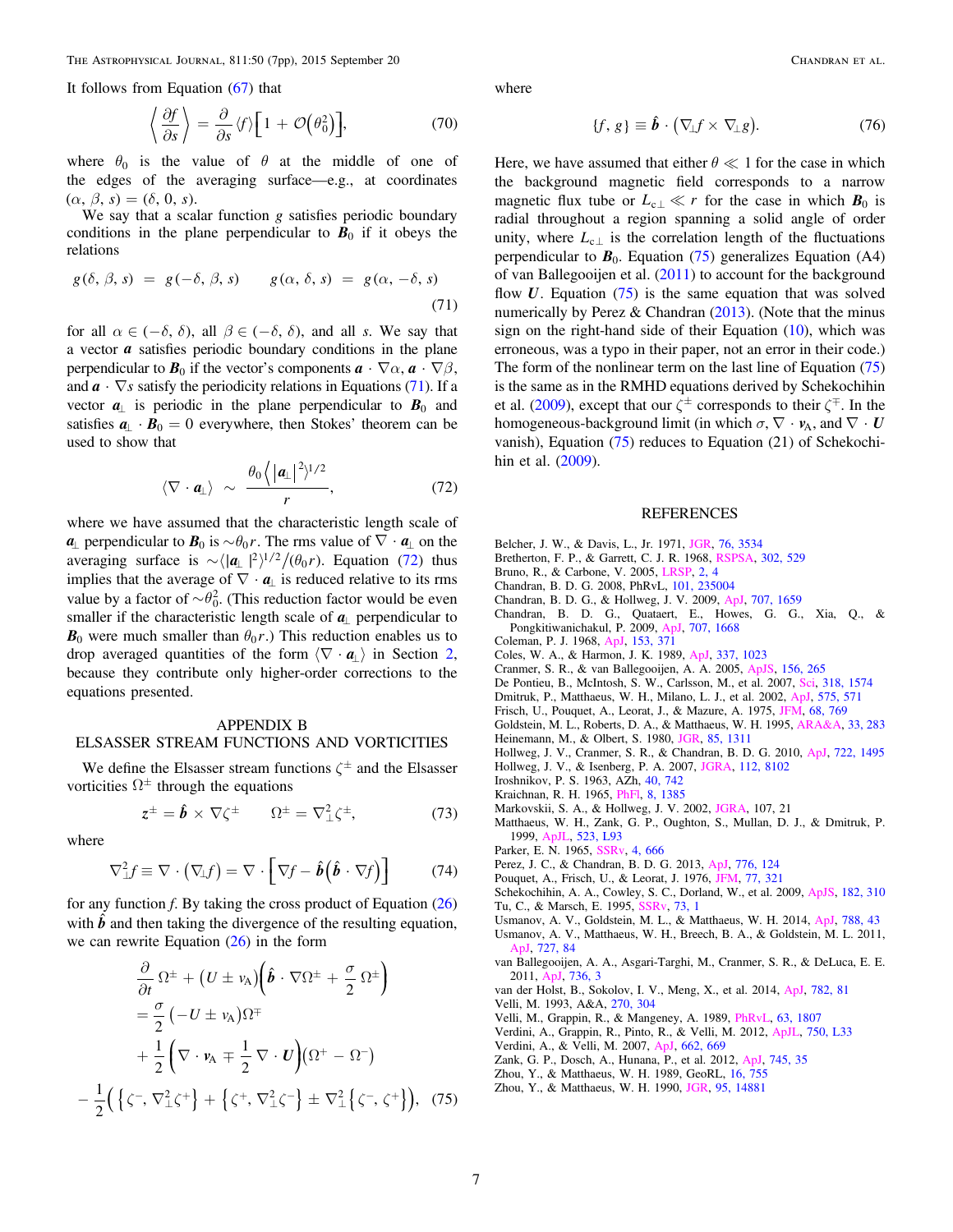It follows from Equation (67) that

$$\left\langle \frac{\partial f}{\partial s} \right\rangle = \frac{\partial}{\partial s} \langle f \rangle \Big[ 1 + \mathcal{O}\big(\theta_0^2\big) \Big], \tag{70}$$

where $\theta_0$ is the value of $\theta$ at the middle of one of the edges of the averaging surface—e.g., at coordinates $(\alpha, \beta, s) = (\delta, 0, s)$.

We say that a scalar function $g$ satisfies periodic boundary conditions in the plane perpendicular to $\boldsymbol{B}_0$ if it obeys the relations

$$g(\delta, \beta, s) = g(-\delta, \beta, s) \qquad g(\alpha, \delta, s) = g(\alpha, -\delta, s) \tag{71}$$

for all $\alpha \in (-\delta, \delta)$, all $\beta \in (-\delta, \delta)$, and all $s$. We say that a vector $\boldsymbol{a}$ satisfies periodic boundary conditions in the plane perpendicular to $\boldsymbol{B}_0$ if the vector's components $\boldsymbol{a} \cdot \nabla\alpha$, $\boldsymbol{a} \cdot \nabla\beta$, and $\boldsymbol{a} \cdot \nabla s$ satisfy the periodicity relations in Equations (71). If a vector $\boldsymbol{a}_\perp$ is periodic in the plane perpendicular to $\boldsymbol{B}_0$ and satisfies $\boldsymbol{a}_\perp \cdot \boldsymbol{B}_0 = 0$ everywhere, then Stokes' theorem can be used to show that

$$\langle \nabla \cdot \boldsymbol{a}_\perp \rangle \sim \frac{\theta_0 \left\langle |\boldsymbol{a}_\perp|^2 \right\rangle^{1/2}}{r}, \tag{72}$$

where we have assumed that the characteristic length scale of $\boldsymbol{a}_\perp$ perpendicular to $\boldsymbol{B}_0$ is $\sim\theta_0 r$. The rms value of $\nabla \cdot \boldsymbol{a}_\perp$ on the averaging surface is $\sim\langle |\boldsymbol{a}_\perp|^2 \rangle^{1/2} / (\theta_0 r)$. Equation (72) thus implies that the average of $\nabla \cdot \boldsymbol{a}_\perp$ is reduced relative to its rms value by a factor of $\sim\theta_0^2$. (This reduction factor would be even smaller if the characteristic length scale of $\boldsymbol{a}_\perp$ perpendicular to $\boldsymbol{B}_0$ were much smaller than $\theta_0 r$.) This reduction enables us to drop averaged quantities of the form $\langle \nabla \cdot \boldsymbol{a}_\perp \rangle$ in Section 2, because they contribute only higher-order corrections to the equations presented.

## APPENDIX B
## ELSASSER STREAM FUNCTIONS AND VORTICITIES

We define the Elsasser stream functions $\zeta^\pm$ and the Elsasser vorticities $\Omega^\pm$ through the equations

$$\boldsymbol{z}^\pm = \hat{\boldsymbol{b}} \times \nabla\zeta^\pm \qquad \Omega^\pm = \nabla_\perp^2 \zeta^\pm, \tag{73}$$

where

$$\nabla_\perp^2 f \equiv \nabla \cdot (\nabla_\perp f) = \nabla \cdot \Big[ \nabla f - \hat{\boldsymbol{b}} \big( \hat{\boldsymbol{b}} \cdot \nabla f \big) \Big] \tag{74}$$

for any function $f$. By taking the cross product of Equation (26) with $\hat{\boldsymbol{b}}$ and then taking the divergence of the resulting equation, we can rewrite Equation (26) in the form

$$\begin{aligned}
&\frac{\partial}{\partial t} \Omega^\pm + (U \pm v_{\rm A}) \Big( \hat{\boldsymbol{b}} \cdot \nabla\Omega^\pm + \frac{\sigma}{2} \Omega^\pm \Big) \\
&= \frac{\sigma}{2} (-U \pm v_{\rm A}) \Omega^\mp \\
&+ \frac{1}{2} \Big( \nabla \cdot \boldsymbol{v}_{\rm A} \mp \frac{1}{2} \nabla \cdot \boldsymbol{U} \Big) (\Omega^+ - \Omega^-) \\
&- \frac{1}{2} \Big( \big\{ \zeta^-, \nabla_\perp^2 \zeta^+ \big\} + \big\{ \zeta^+, \nabla_\perp^2 \zeta^- \big\} \pm \nabla_\perp^2 \big\{ \zeta^-, \zeta^+ \big\} \Big),
\end{aligned} \tag{75}$$

where

$$\{f, g\} \equiv \hat{\boldsymbol{b}} \cdot (\nabla_\perp f \times \nabla_\perp g). \tag{76}$$

Here, we have assumed that either $\theta \ll 1$ for the case in which the background magnetic field corresponds to a narrow magnetic flux tube or $L_{c\perp} \ll r$ for the case in which $\boldsymbol{B}_0$ is radial throughout a region spanning a solid angle of order unity, where $L_{c\perp}$ is the correlation length of the fluctuations perpendicular to $\boldsymbol{B}_0$. Equation (75) generalizes Equation (A4) of van Ballegooijen et al. (2011) to account for the background flow $\boldsymbol{U}$. Equation (75) is the same equation that was solved numerically by Perez & Chandran (2013). (Note that the minus sign on the right-hand side of their Equation (10), which was erroneous, was a typo in their paper, not an error in their code.) The form of the nonlinear term on the last line of Equation (75) is the same as in the RMHD equations derived by Schekochihin et al. (2009), except that our $\zeta^\pm$ corresponds to their $\zeta^\mp$. In the homogeneous-background limit (in which $\sigma$, $\nabla \cdot \boldsymbol{v}_{\rm A}$, and $\nabla \cdot \boldsymbol{U}$ vanish), Equation (75) reduces to Equation (21) of Schekochihin et al. (2009).

## REFERENCES

Belcher, J. W., & Davis, L., Jr. 1971, JGR, 76, 3534
Bretherton, F. P., & Garrett, C. J. R. 1968, RSPSA, 302, 529
Bruno, R., & Carbone, V. 2005, LRSP, 2, 4
Chandran, B. D. G. 2008, PhRvL, 101, 235004
Chandran, B. D. G., & Hollweg, J. V. 2009, ApJ, 707, 1659
Chandran, B. D. G., Quataert, E., Howes, G. G., Xia, Q., & Pongkitiwanichakul, P. 2009, ApJ, 707, 1668
Coleman, P. J. 1968, ApJ, 153, 371
Coles, W. A., & Harmon, J. K. 1989, ApJ, 337, 1023
Cranmer, S. R., & van Ballegooijen, A. A. 2005, ApJS, 156, 265
De Pontieu, B., McIntosh, S. W., Carlsson, M., et al. 2007, Sci, 318, 1574
Dmitruk, P., Matthaeus, W. H., Milano, L. J., et al. 2002, ApJ, 575, 571
Frisch, U., Pouquet, A., Leorat, J., & Mazure, A. 1975, JFM, 68, 769
Goldstein, M. L., Roberts, D. A., & Matthaeus, W. H. 1995, ARA&A, 33, 283
Heinemann, M., & Olbert, S. 1980, JGR, 85, 1311
Hollweg, J. V., Cranmer, S. R., & Chandran, B. D. G. 2010, ApJ, 722, 1495
Hollweg, J. V., & Isenberg, P. A. 2007, JGRA, 112, 8102
Iroshnikov, P. S. 1963, AZh, 40, 742
Kraichnan, R. H. 1965, PhFl, 8, 1385
Markovskii, S. A., & Hollweg, J. V. 2002, JGRA, 107, 21
Matthaeus, W. H., Zank, G. P., Oughton, S., Mullan, D. J., & Dmitruk, P. 1999, ApJL, 523, L93
Parker, E. N. 1965, SSRv, 4, 666
Perez, J. C., & Chandran, B. D. G. 2013, ApJ, 776, 124
Pouquet, A., Frisch, U., & Leorat, J. 1976, JFM, 77, 321
Schekochihin, A. A., Cowley, S. C., Dorland, W., et al. 2009, ApJS, 182, 310
Tu, C., & Marsch, E. 1995, SSRv, 73, 1
Usmanov, A. V., Goldstein, M. L., & Matthaeus, W. H. 2014, ApJ, 788, 43
Usmanov, A. V., Matthaeus, W. H., Breech, B. A., & Goldstein, M. L. 2011, ApJ, 727, 84
van Ballegooijen, A. A., Asgari-Targhi, M., Cranmer, S. R., & DeLuca, E. E. 2011, ApJ, 736, 3
van der Holst, B., Sokolov, I. V., Meng, X., et al. 2014, ApJ, 782, 81
Velli, M. 1993, A&A, 270, 304
Velli, M., Grappin, R., & Mangeney, A. 1989, PhRvL, 63, 1807
Verdini, A., Grappin, R., Pinto, R., & Velli, M. 2012, ApJL, 750, L33
Verdini, A., & Velli, M. 2007, ApJ, 662, 669
Zank, G. P., Dosch, A., Hunana, P., et al. 2012, ApJ, 745, 35
Zhou, Y., & Matthaeus, W. H. 1989, GeoRL, 16, 755
Zhou, Y., & Matthaeus, W. H. 1990, JGR, 95, 14881